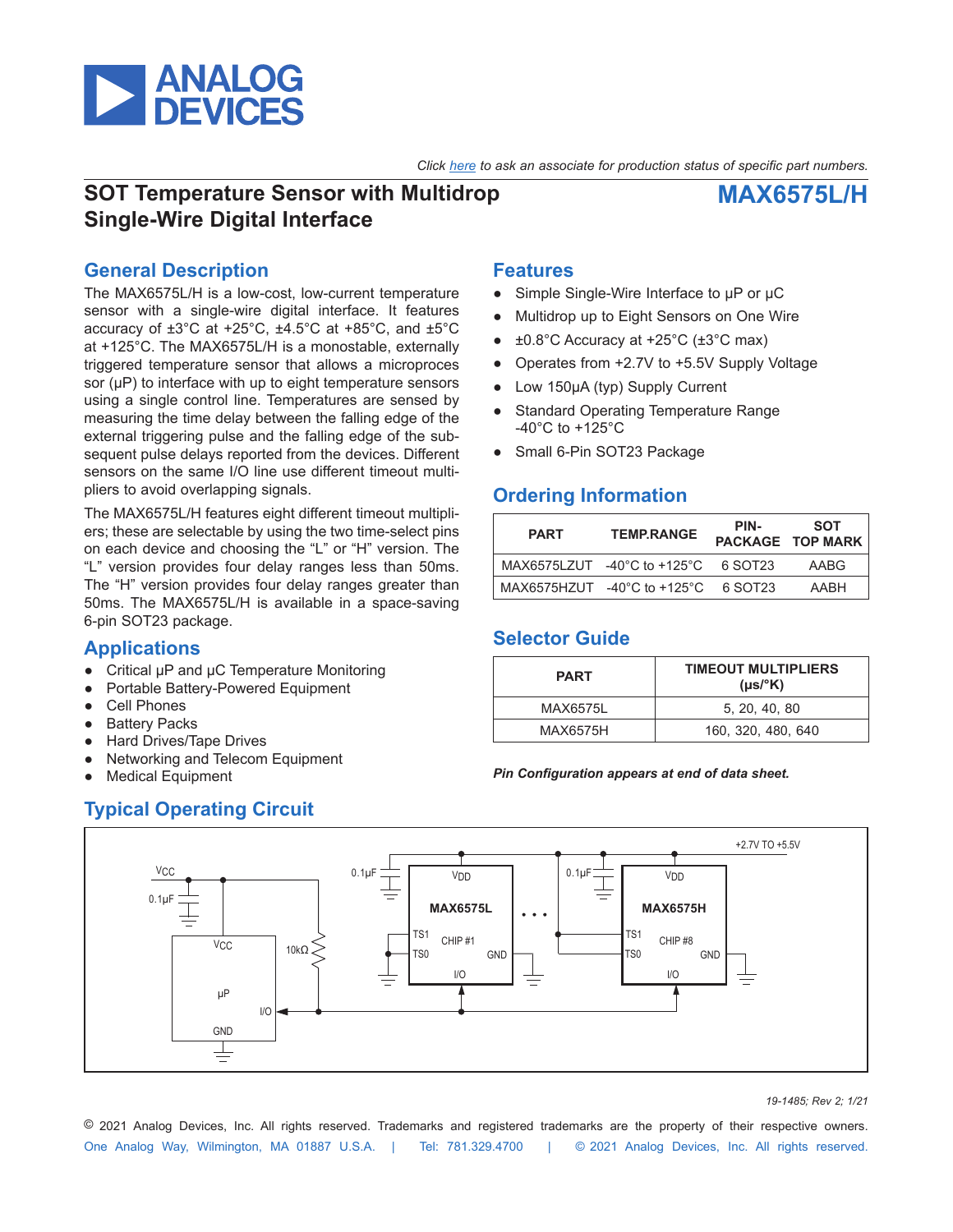Click here to ask an associate for production status of specific part numbers.

# SOT Temperature Sensor with Multidrop Single-Wire Digital Interface

# MAX6575L/H

## General Description

The MAX6575L/H is a low-cost, low-current temperature sensor with a single-wire digital interface. It features accuracy of ±3°C at +25°C, ±4.5°C at +85°C, and ±5°C at +125°C. The MAX6575L/H is a monostable, externally triggered temperature sensor that allows a microprocessor (µP) to interface with up to eight temperature sensors using a single control line. Temperatures are sensed by measuring the time delay between the falling edge of the external triggering pulse and the falling edge of the subsequent pulse delays reported from the devices. Different sensors on the same I/O line use different timeout multipliers to avoid overlapping signals.

The MAX6575L/H features eight different timeout multipliers; these are selectable by using the two time-select pins on each device and choosing the "L" or "H" version. The "L" version provides four delay ranges less than 50ms. The "H" version provides four delay ranges greater than 50ms. The MAX6575L/H is available in a space-saving 6-pin SOT23 package.

## Applications

- Critical µP and µC Temperature Monitoring
- Portable Battery-Powered Equipment
- Cell Phones
- Battery Packs
- Hard Drives/Tape Drives
- Networking and Telecom Equipment
- Medical Equipment

## Features

- Simple Single-Wire Interface to µP or µC
- Multidrop up to Eight Sensors on One Wire
- ±0.8°C Accuracy at +25°C (±3°C max)
- Operates from +2.7V to +5.5V Supply Voltage
- Low 150µA (typ) Supply Current
- Standard Operating Temperature Range -40°C to +125°C
- Small 6-Pin SOT23 Package

## Ordering Information

| PART | TEMP.RANGE | PIN-PACKAGE | SOT TOP MARK |
|---|---|---|---|
| MAX6575LZUT | -40°C to +125°C | 6 SOT23 | AABG |
| MAX6575HZUT | -40°C to +125°C | 6 SOT23 | AABH |

## Selector Guide

| PART | TIMEOUT MULTIPLIERS (µs/°K) |
|---|---|
| MAX6575L | 5, 20, 40, 80 |
| MAX6575H | 160, 320, 480, 640 |

***Pin Configuration appears at end of data sheet.***

## Typical Operating Circuit

19-1485; Rev 2; 1/21

© 2021 Analog Devices, Inc. All rights reserved. Trademarks and registered trademarks are the property of their respective owners.
One Analog Way, Wilmington, MA 01887 U.S.A. | Tel: 781.329.4700 | © 2021 Analog Devices, Inc. All rights reserved.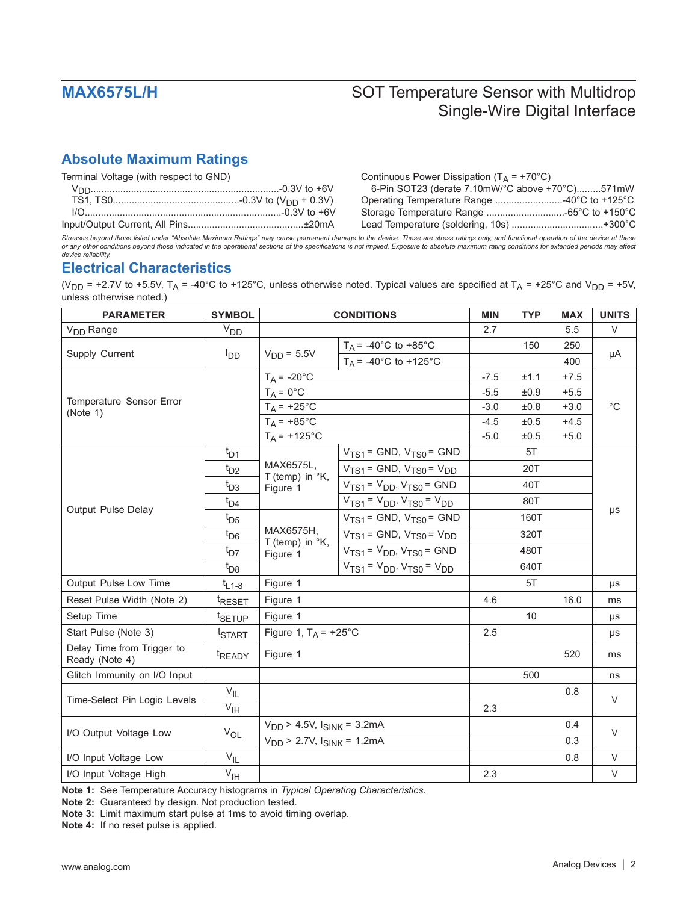## Absolute Maximum Ratings

Terminal Voltage (with respect to GND)
$V_{DD}$ ....................................................................-0.3V to +6V
TS1, TS0..............................................-0.3V to ($V_{DD}$ + 0.3V)
I/O.........................................................................-0.3V to +6V
Input/Output Current, All Pins...........................................±20mA

Continuous Power Dissipation ($T_A$ = +70°C)
6-Pin SOT23 (derate 7.10mW/°C above +70°C).........571mW
Operating Temperature Range .........................-40°C to +125°C
Storage Temperature Range .............................-65°C to +150°C
Lead Temperature (soldering, 10s) ..................................+300°C

*Stresses beyond those listed under "Absolute Maximum Ratings" may cause permanent damage to the device. These are stress ratings only, and functional operation of the device at these or any other conditions beyond those indicated in the operational sections of the specifications is not implied. Exposure to absolute maximum rating conditions for extended periods may affect device reliability.*

## Electrical Characteristics

($V_{DD}$ = +2.7V to +5.5V, $T_A$ = -40°C to +125°C, unless otherwise noted. Typical values are specified at $T_A$ = +25°C and $V_{DD}$ = +5V, unless otherwise noted.)

| PARAMETER | SYMBOL | CONDITIONS | | MIN | TYP | MAX | UNITS |
|---|---|---|---|---|---|---|---|
| $V_{DD}$ Range | $V_{DD}$ | | | 2.7 | | 5.5 | V |
| Supply Current | $I_{DD}$ | $V_{DD}$ = 5.5V | $T_A$ = -40°C to +85°C | | 150 | 250 | µA |
| | | | $T_A$ = -40°C to +125°C | | | 400 | |
| Temperature Sensor Error (Note 1) | | $T_A$ = -20°C | | -7.5 | ±1.1 | +7.5 | °C |
| | | $T_A$ = 0°C | | -5.5 | ±0.9 | +5.5 | |
| | | $T_A$ = +25°C | | -3.0 | ±0.8 | +3.0 | |
| | | $T_A$ = +85°C | | -4.5 | ±0.5 | +4.5 | |
| | | $T_A$ = +125°C | | -5.0 | ±0.5 | +5.0 | |
| Output Pulse Delay | $t_{D1}$ | MAX6575L, T (temp) in °K, Figure 1 | $V_{TS1}$ = GND, $V_{TS0}$ = GND | | 5T | | µs |
| | $t_{D2}$ | | $V_{TS1}$ = GND, $V_{TS0}$ = $V_{DD}$ | | 20T | | |
| | $t_{D3}$ | | $V_{TS1}$ = $V_{DD}$, $V_{TS0}$ = GND | | 40T | | |
| | $t_{D4}$ | | $V_{TS1}$ = $V_{DD}$, $V_{TS0}$ = $V_{DD}$ | | 80T | | |
| | $t_{D5}$ | MAX6575H, T (temp) in °K, Figure 1 | $V_{TS1}$ = GND, $V_{TS0}$ = GND | | 160T | | |
| | $t_{D6}$ | | $V_{TS1}$ = GND, $V_{TS0}$ = $V_{DD}$ | | 320T | | |
| | $t_{D7}$ | | $V_{TS1}$ = $V_{DD}$, $V_{TS0}$ = GND | | 480T | | |
| | $t_{D8}$ | | $V_{TS1}$ = $V_{DD}$, $V_{TS0}$ = $V_{DD}$ | | 640T | | |
| Output Pulse Low Time | $t_{L1-8}$ | Figure 1 | | | 5T | | µs |
| Reset Pulse Width (Note 2) | $t_{RESET}$ | Figure 1 | | 4.6 | | 16.0 | ms |
| Setup Time | $t_{SETUP}$ | Figure 1 | | | 10 | | µs |
| Start Pulse (Note 3) | $t_{START}$ | Figure 1, $T_A$ = +25°C | | 2.5 | | | µs |
| Delay Time from Trigger to Ready (Note 4) | $t_{READY}$ | Figure 1 | | | | 520 | ms |
| Glitch Immunity on I/O Input | | | | | 500 | | ns |
| Time-Select Pin Logic Levels | $V_{IL}$ | | | | | 0.8 | V |
| | $V_{IH}$ | | | 2.3 | | | |
| I/O Output Voltage Low | $V_{OL}$ | $V_{DD}$ > 4.5V, $I_{SINK}$ = 3.2mA | | | | 0.4 | V |
| | | $V_{DD}$ > 2.7V, $I_{SINK}$ = 1.2mA | | | | 0.3 | |
| I/O Input Voltage Low | $V_{IL}$ | | | | | 0.8 | V |
| I/O Input Voltage High | $V_{IH}$ | | | 2.3 | | | V |

**Note 1:** See Temperature Accuracy histograms in *Typical Operating Characteristics*.
**Note 2:** Guaranteed by design. Not production tested.
**Note 3:** Limit maximum start pulse at 1ms to avoid timing overlap.
**Note 4:** If no reset pulse is applied.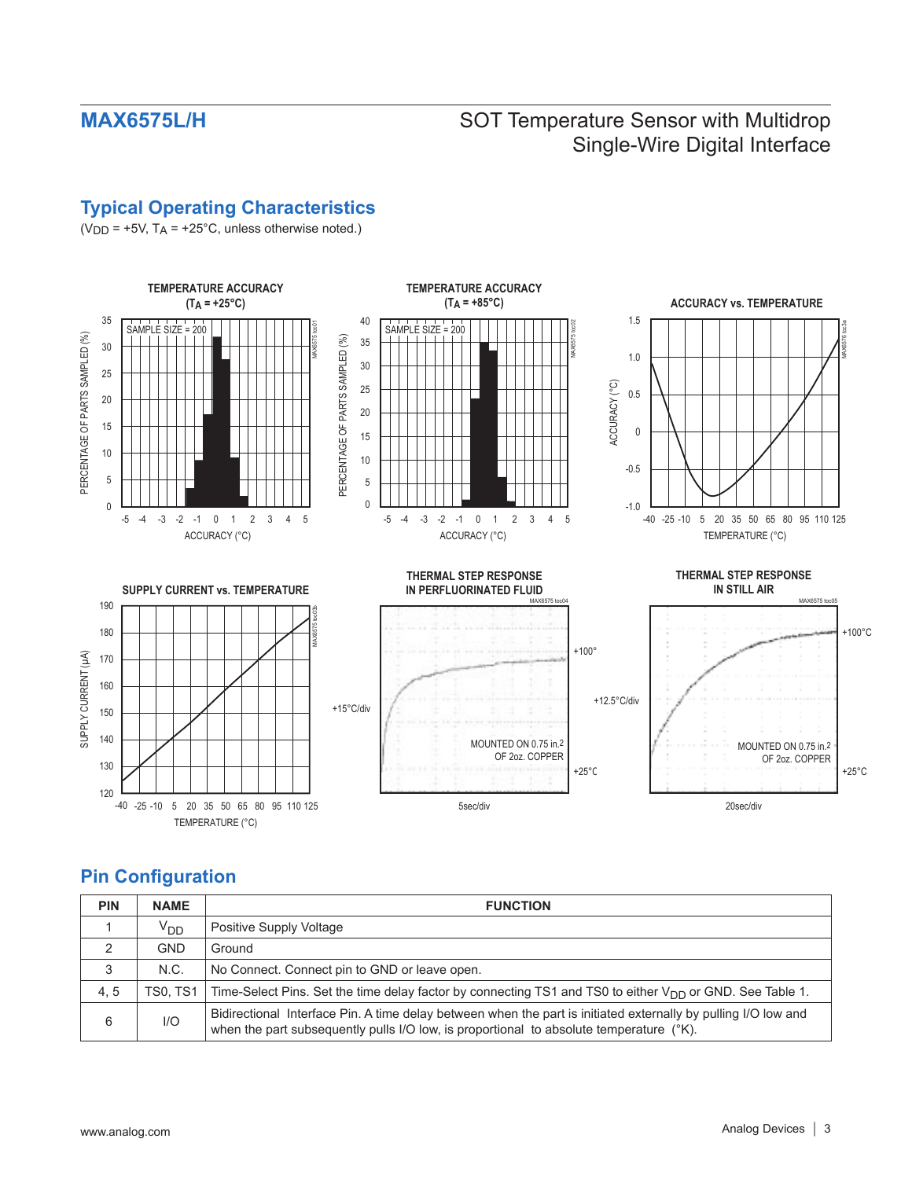## Typical Operating Characteristics

($V_{DD}$ = +5V, $T_A$ = +25°C, unless otherwise noted.)

**TEMPERATURE ACCURACY ($T_A$ = +25°C)**

**TEMPERATURE ACCURACY ($T_A$ = +85°C)**

**ACCURACY vs. TEMPERATURE**

**SUPPLY CURRENT vs. TEMPERATURE**

**THERMAL STEP RESPONSE IN PERFLUORINATED FLUID**

**THERMAL STEP RESPONSE IN STILL AIR**

## Pin Configuration

| PIN | NAME | FUNCTION |
|---|---|---|
| 1 | $V_{DD}$ | Positive Supply Voltage |
| 2 | GND | Ground |
| 3 | N.C. | No Connect. Connect pin to GND or leave open. |
| 4, 5 | TS0, TS1 | Time-Select Pins. Set the time delay factor by connecting TS1 and TS0 to either $V_{DD}$ or GND. See Table 1. |
| 6 | I/O | Bidirectional Interface Pin. A time delay between when the part is initiated externally by pulling I/O low and when the part subsequently pulls I/O low, is proportional to absolute temperature (°K). |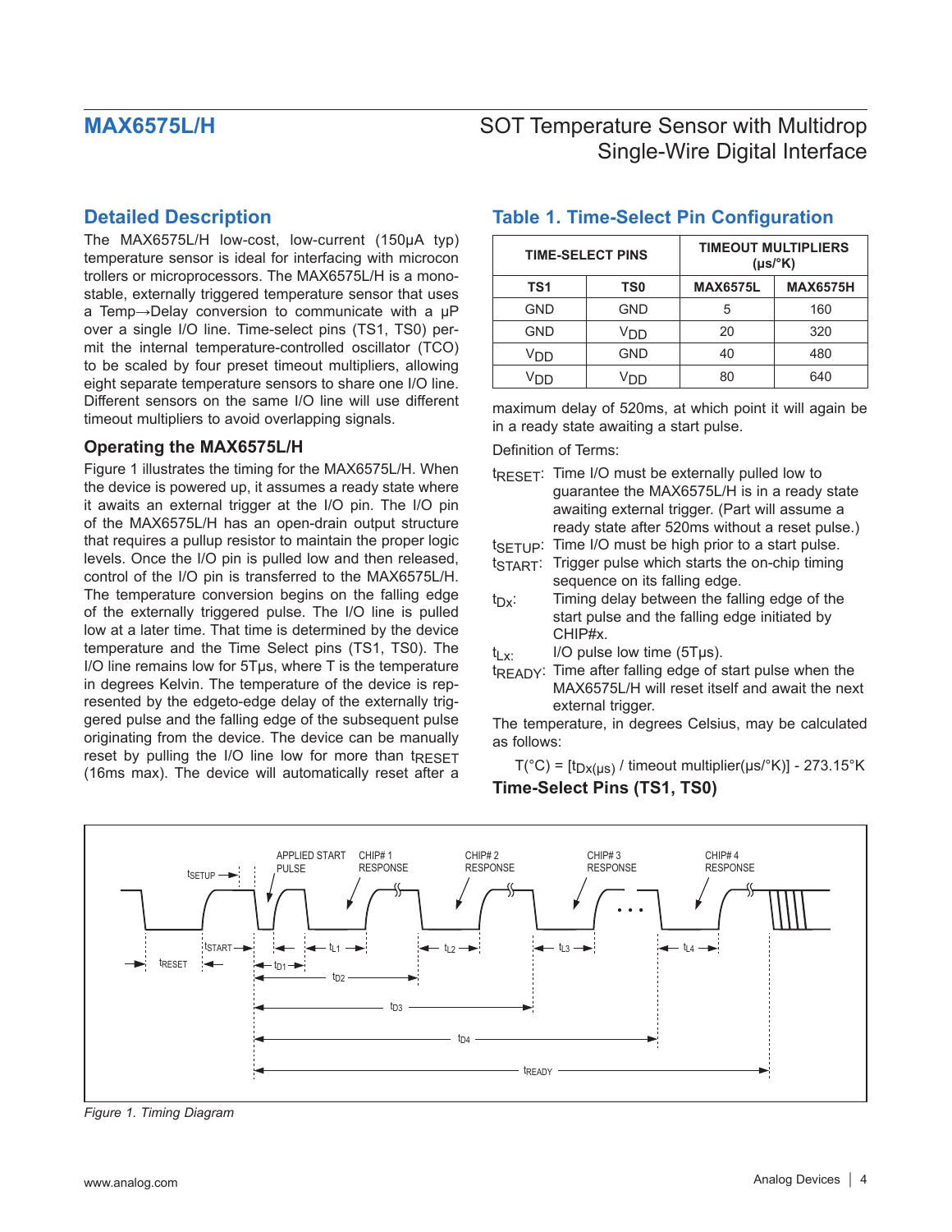## Detailed Description

The MAX6575L/H low-cost, low-current (150µA typ) temperature sensor is ideal for interfacing with microcon trollers or microprocessors. The MAX6575L/H is a monostable, externally triggered temperature sensor that uses a Temp→Delay conversion to communicate with a µP over a single I/O line. Time-select pins (TS1, TS0) permit the internal temperature-controlled oscillator (TCO) to be scaled by four preset timeout multipliers, allowing eight separate temperature sensors to share one I/O line. Different sensors on the same I/O line will use different timeout multipliers to avoid overlapping signals.

### Operating the MAX6575L/H

Figure 1 illustrates the timing for the MAX6575L/H. When the device is powered up, it assumes a ready state where it awaits an external trigger at the I/O pin. The I/O pin of the MAX6575L/H has an open-drain output structure that requires a pullup resistor to maintain the proper logic levels. Once the I/O pin is pulled low and then released, control of the I/O pin is transferred to the MAX6575L/H. The temperature conversion begins on the falling edge of the externally triggered pulse. The I/O line is pulled low at a later time. That time is determined by the device temperature and the Time Select pins (TS1, TS0). The I/O line remains low for 5Tµs, where T is the temperature in degrees Kelvin. The temperature of the device is represented by the edgeto-edge delay of the externally triggered pulse and the falling edge of the subsequent pulse originating from the device. The device can be manually reset by pulling the I/O line low for more than $t_{RESET}$ (16ms max). The device will automatically reset after a maximum delay of 520ms, at which point it will again be in a ready state awaiting a start pulse.

## Table 1. Time-Select Pin Configuration

| TIME-SELECT PINS | | TIMEOUT MULTIPLIERS (µs/°K) | |
|---|---|---|---|
| **TS1** | **TS0** | **MAX6575L** | **MAX6575H** |
| GND | GND | 5 | 160 |
| GND | $V_{DD}$ | 20 | 320 |
| $V_{DD}$ | GND | 40 | 480 |
| $V_{DD}$ | $V_{DD}$ | 80 | 640 |

Definition of Terms:

- $t_{RESET}$: Time I/O must be externally pulled low to guarantee the MAX6575L/H is in a ready state awaiting external trigger. (Part will assume a ready state after 520ms without a reset pulse.)
- $t_{SETUP}$: Time I/O must be high prior to a start pulse.
- $t_{START}$: Trigger pulse which starts the on-chip timing sequence on its falling edge.
- $t_{Dx}$: Timing delay between the falling edge of the start pulse and the falling edge initiated by CHIP#x.
- $t_{Lx}$: I/O pulse low time (5Tµs).
- $t_{READY}$: Time after falling edge of start pulse when the MAX6575L/H will reset itself and await the next external trigger.

The temperature, in degrees Celsius, may be calculated as follows:

$$T(°C) = [t_{Dx(µs)} / \text{timeout multiplier}(µs/°K)] - 273.15°K$$

### Time-Select Pins (TS1, TS0)

*Figure 1. Timing Diagram*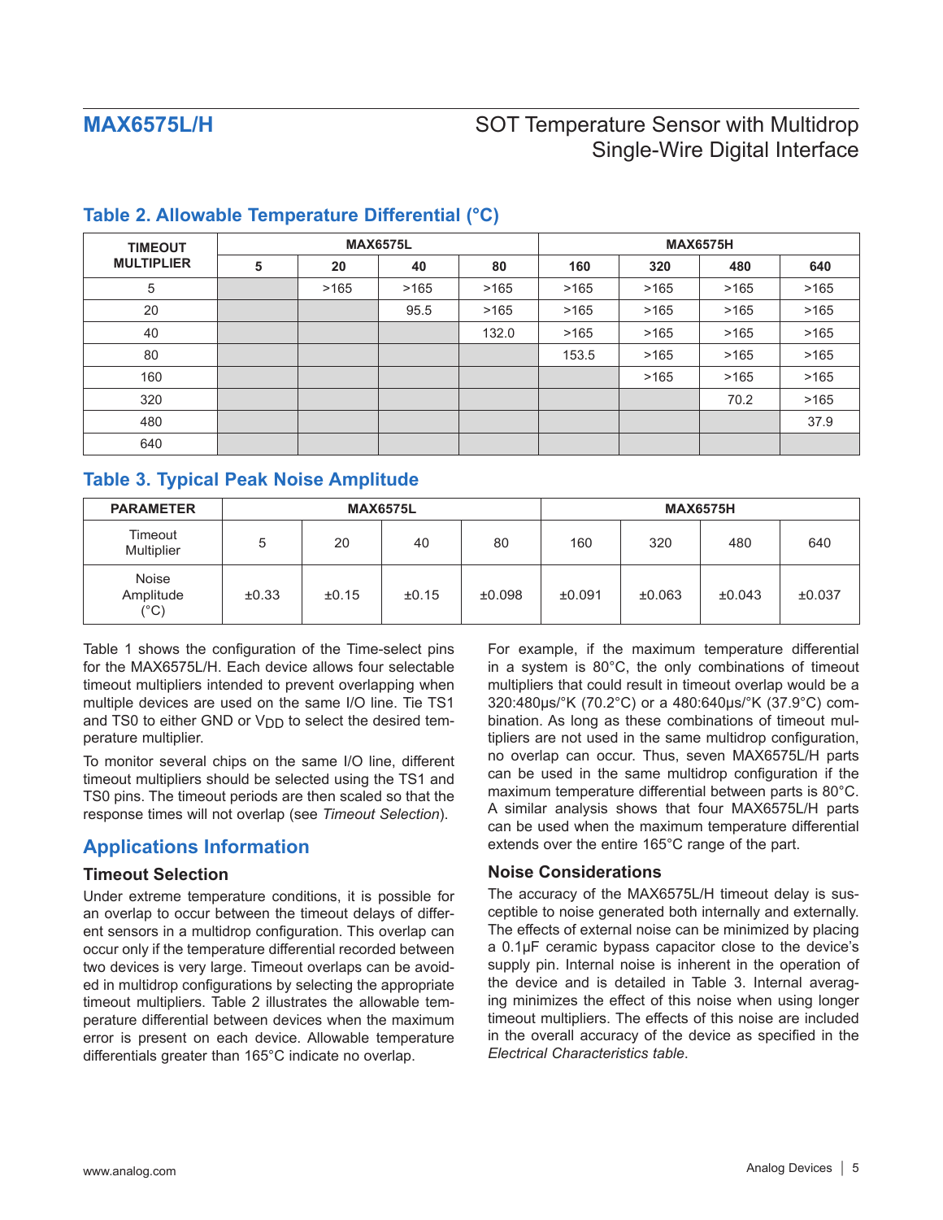## Table 2. Allowable Temperature Differential (°C)

| TIMEOUT MULTIPLIER | MAX6575L | | | | MAX6575H | | | |
|---|---|---|---|---|---|---|---|---|
| | 5 | 20 | 40 | 80 | 160 | 320 | 480 | 640 |
| 5 | | >165 | >165 | >165 | >165 | >165 | >165 | >165 |
| 20 | | | 95.5 | >165 | >165 | >165 | >165 | >165 |
| 40 | | | | 132.0 | >165 | >165 | >165 | >165 |
| 80 | | | | | 153.5 | >165 | >165 | >165 |
| 160 | | | | | | >165 | >165 | >165 |
| 320 | | | | | | | 70.2 | >165 |
| 480 | | | | | | | | 37.9 |
| 640 | | | | | | | | |

## Table 3. Typical Peak Noise Amplitude

| PARAMETER | MAX6575L | | | | MAX6575H | | | |
|---|---|---|---|---|---|---|---|---|
| Timeout Multiplier | 5 | 20 | 40 | 80 | 160 | 320 | 480 | 640 |
| Noise Amplitude (°C) | ±0.33 | ±0.15 | ±0.15 | ±0.098 | ±0.091 | ±0.063 | ±0.043 | ±0.037 |

Table 1 shows the configuration of the Time-select pins for the MAX6575L/H. Each device allows four selectable timeout multipliers intended to prevent overlapping when multiple devices are used on the same I/O line. Tie TS1 and TS0 to either GND or $V_{DD}$ to select the desired temperature multiplier.

To monitor several chips on the same I/O line, different timeout multipliers should be selected using the TS1 and TS0 pins. The timeout periods are then scaled so that the response times will not overlap (see *Timeout Selection*).

## Applications Information

### Timeout Selection

Under extreme temperature conditions, it is possible for an overlap to occur between the timeout delays of different sensors in a multidrop configuration. This overlap can occur only if the temperature differential recorded between two devices is very large. Timeout overlaps can be avoided in multidrop configurations by selecting the appropriate timeout multipliers. Table 2 illustrates the allowable temperature differential between devices when the maximum error is present on each device. Allowable temperature differentials greater than 165°C indicate no overlap.

For example, if the maximum temperature differential in a system is 80°C, the only combinations of timeout multipliers that could result in timeout overlap would be a 320:480µs/°K (70.2°C) or a 480:640µs/°K (37.9°C) combination. As long as these combinations of timeout multipliers are not used in the same multidrop configuration, no overlap can occur. Thus, seven MAX6575L/H parts can be used in the same multidrop configuration if the maximum temperature differential between parts is 80°C. A similar analysis shows that four MAX6575L/H parts can be used when the maximum temperature differential extends over the entire 165°C range of the part.

### Noise Considerations

The accuracy of the MAX6575L/H timeout delay is susceptible to noise generated both internally and externally. The effects of external noise can be minimized by placing a 0.1µF ceramic bypass capacitor close to the device's supply pin. Internal noise is inherent in the operation of the device and is detailed in Table 3. Internal averaging minimizes the effect of this noise when using longer timeout multipliers. The effects of this noise are included in the overall accuracy of the device as specified in the *Electrical Characteristics table*.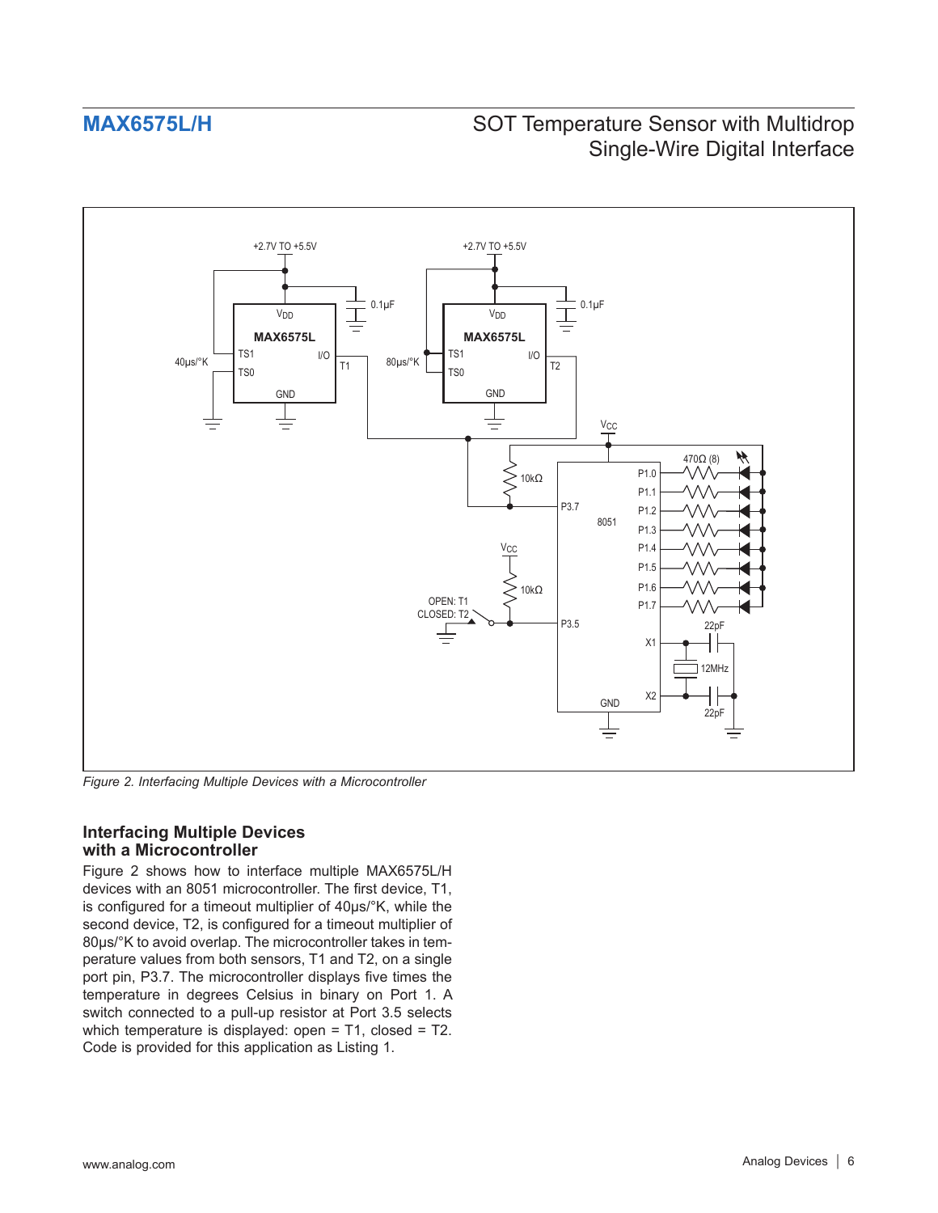Figure 2. Interfacing Multiple Devices with a Microcontroller

### Interfacing Multiple Devices with a Microcontroller

Figure 2 shows how to interface multiple MAX6575L/H devices with an 8051 microcontroller. The first device, T1, is configured for a timeout multiplier of 40µs/°K, while the second device, T2, is configured for a timeout multiplier of 80µs/°K to avoid overlap. The microcontroller takes in temperature values from both sensors, T1 and T2, on a single port pin, P3.7. The microcontroller displays five times the temperature in degrees Celsius in binary on Port 1. A switch connected to a pull-up resistor at Port 3.5 selects which temperature is displayed: open = T1, closed = T2. Code is provided for this application as Listing 1.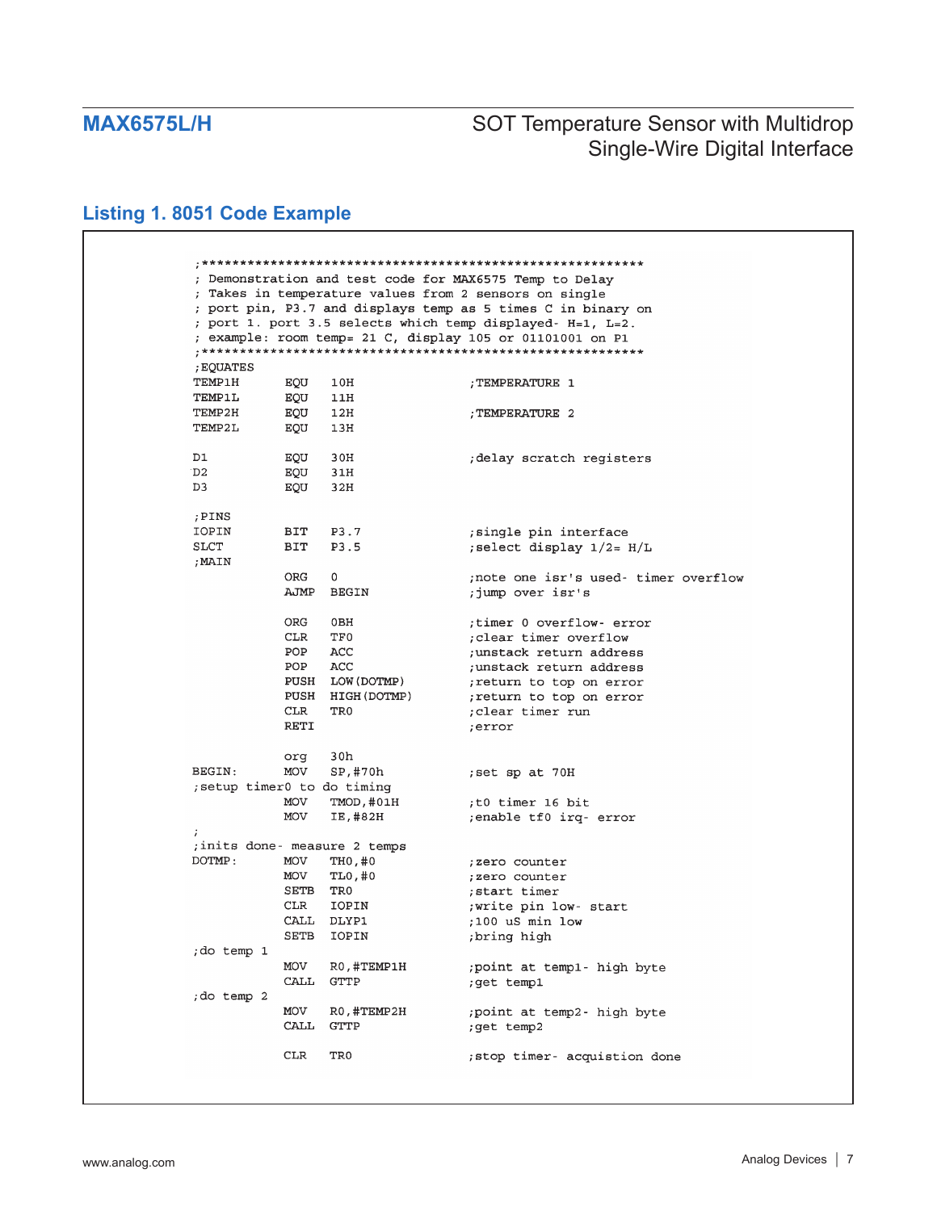## Listing 1. 8051 Code Example

```
;*************************************************************
; Demonstration and test code for MAX6575 Temp to Delay
; Takes in temperature values from 2 sensors on single
; port pin, P3.7 and displays temp as 5 times C in binary on
; port 1. port 3.5 selects which temp displayed- H=1, L=2.
; example: room temp= 21 C, display 105 or 01101001 on P1
;*************************************************************
;EQUATES
TEMP1H      EQU   10H               ;TEMPERATURE 1
TEMP1L      EQU   11H
TEMP2H      EQU   12H               ;TEMPERATURE 2
TEMP2L      EQU   13H

D1          EQU   30H               ;delay scratch registers
D2          EQU   31H
D3          EQU   32H

;PINS
IOPIN       BIT   P3.7              ;single pin interface
SLCT        BIT   P3.5              ;select display 1/2= H/L
;MAIN
            ORG   0                 ;note one isr's used- timer overflow
            AJMP  BEGIN             ;jump over isr's

            ORG   0BH               ;timer 0 overflow- error
            CLR   TF0               ;clear timer overflow
            POP   ACC               ;unstack return address
            POP   ACC               ;unstack return address
            PUSH  LOW(DOTMP)        ;return to top on error
            PUSH  HIGH(DOTMP)       ;return to top on error
            CLR   TR0               ;clear timer run
            RETI                    ;error

            org   30h
BEGIN:      MOV   SP,#70h           ;set sp at 70H
;setup timer0 to do timing
            MOV   TMOD,#01H         ;t0 timer 16 bit
            MOV   IE,#82H           ;enable tf0 irq- error
;
;inits done- measure 2 temps
DOTMP:      MOV   TH0,#0            ;zero counter
            MOV   TL0,#0            ;zero counter
            SETB  TR0               ;start timer
            CLR   IOPIN             ;write pin low- start
            CALL  DLYP1             ;100 uS min low
            SETB  IOPIN             ;bring high
;do temp 1
            MOV   R0,#TEMP1H        ;point at temp1- high byte
            CALL  GTTP              ;get temp1
;do temp 2
            MOV   R0,#TEMP2H        ;point at temp2- high byte
            CALL  GTTP              ;get temp2

            CLR   TR0               ;stop timer- acquistion done
```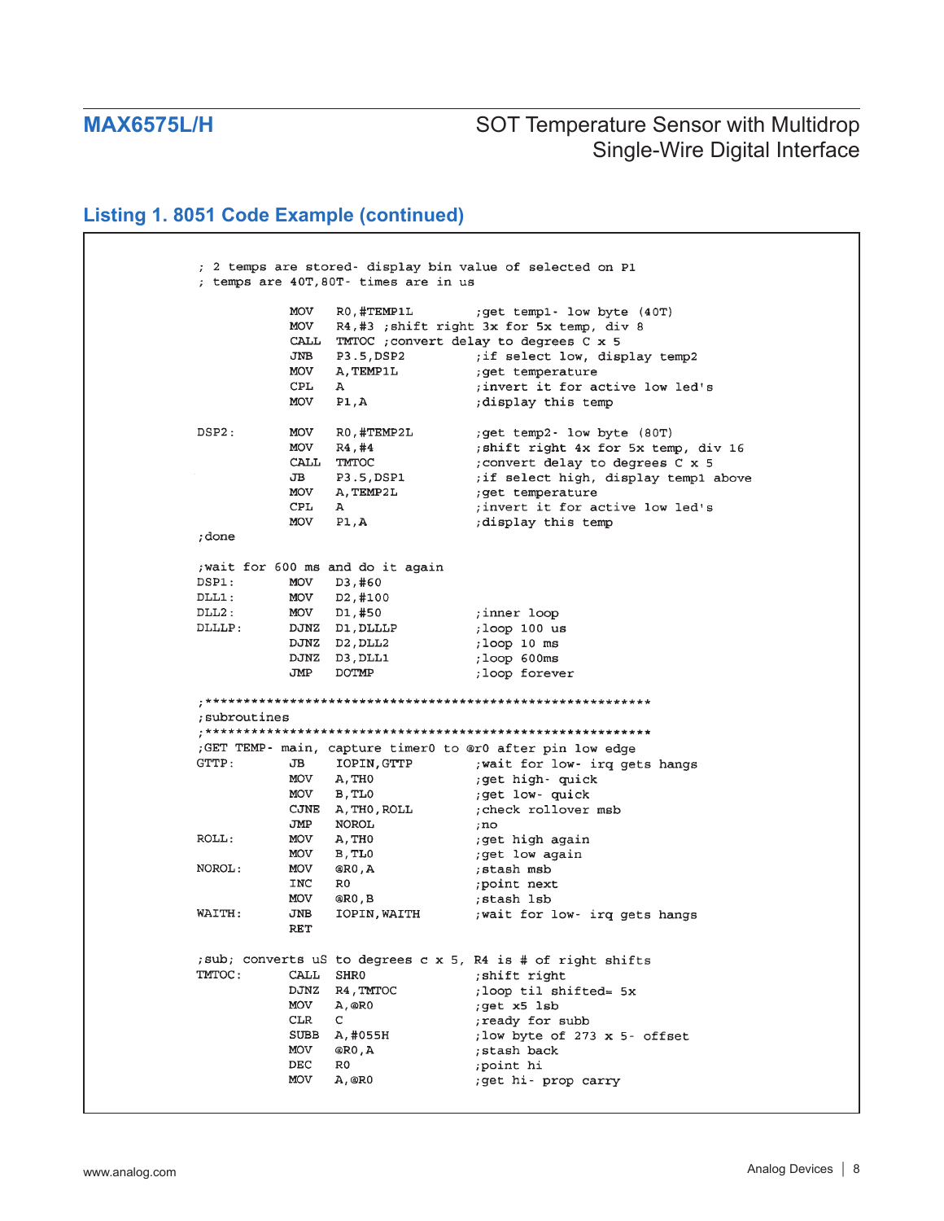## Listing 1. 8051 Code Example (continued)

```
; 2 temps are stored- display bin value of selected on P1
; temps are 40T,80T- times are in us

            MOV     R0,#TEMP1L          ;get temp1- low byte (40T)
            MOV     R4,#3 ;shift right 3x for 5x temp, div 8
            CALL    TMTOC ;convert delay to degrees C x 5
            JNB     P3.5,DSP2           ;if select low, display temp2
            MOV     A,TEMP1L            ;get temperature
            CPL     A                   ;invert it for active low led's
            MOV     P1,A                ;display this temp

DSP2:       MOV     R0,#TEMP2L          ;get temp2- low byte (80T)
            MOV     R4,#4               ;shift right 4x for 5x temp, div 16
            CALL    TMTOC               ;convert delay to degrees C x 5
            JB      P3.5,DSP1           ;if select high, display temp1 above
            MOV     A,TEMP2L            ;get temperature
            CPL     A                   ;invert it for active low led's
            MOV     P1,A                ;display this temp
;done

;wait for 600 ms and do it again
DSP1:       MOV     D3,#60
DLL1:       MOV     D2,#100
DLL2:       MOV     D1,#50              ;inner loop
DLLLP:      DJNZ    D1,DLLLP            ;loop 100 us
            DJNZ    D2,DLL2             ;loop 10 ms
            DJNZ    D3,DLL1             ;loop 600ms
            JMP     DOTMP               ;loop forever

;************************************************************
;subroutines
;************************************************************
;GET TEMP- main, capture timer0 to @r0 after pin low edge
GTTP:       JB      IOPIN,GTTP          ;wait for low- irq gets hangs
            MOV     A,TH0               ;get high- quick
            MOV     B,TL0               ;get low- quick
            CJNE    A,TH0,ROLL          ;check rollover msb
            JMP     NOROL               ;no
ROLL:       MOV     A,TH0               ;get high again
            MOV     B,TL0               ;get low again
NOROL:      MOV     @R0,A               ;stash msb
            INC     R0                  ;point next
            MOV     @R0,B               ;stash lsb
WAITH:      JNB     IOPIN,WAITH         ;wait for low- irq gets hangs
            RET

;sub; converts uS to degrees c x 5, R4 is # of right shifts
TMTOC:      CALL    SHR0                ;shift right
            DJNZ    R4,TMTOC            ;loop til shifted= 5x
            MOV     A,@R0               ;get x5 lsb
            CLR     C                   ;ready for subb
            SUBB    A,#055H             ;low byte of 273 x 5- offset
            MOV     @R0,A               ;stash back
            DEC     R0                  ;point hi
            MOV     A,@R0               ;get hi- prop carry
```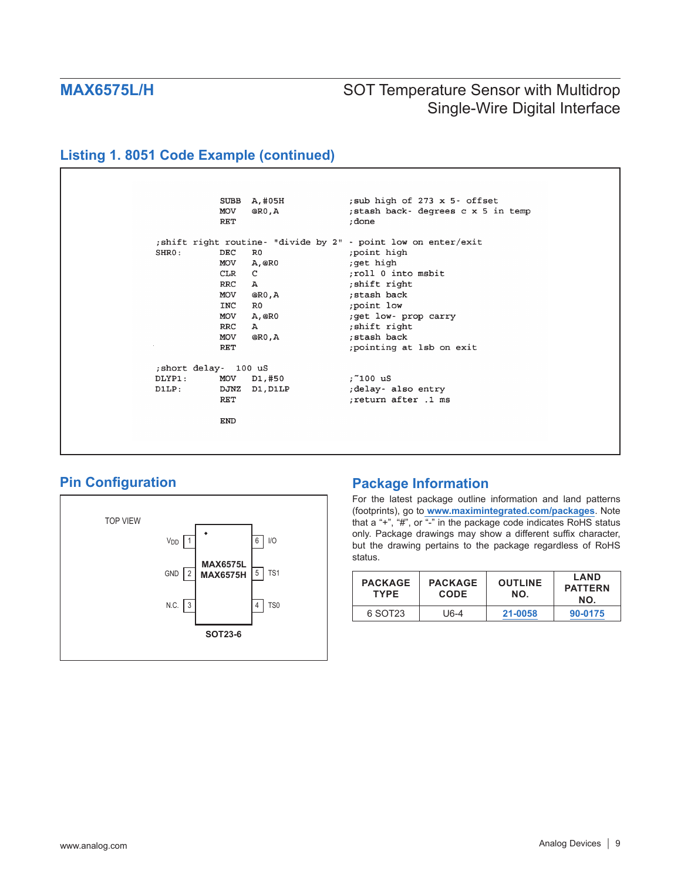## Listing 1. 8051 Code Example (continued)

```
            SUBB   A,#05H            ;sub high of 273 x 5- offset
            MOV    @R0,A             ;stash back- degrees c x 5 in temp
            RET                      ;done

;shift right routine- "divide by 2" - point low on enter/exit
SHR0:       DEC    R0                ;point high
            MOV    A,@R0             ;get high
            CLR    C                 ;roll 0 into msbit
            RRC    A                 ;shift right
            MOV    @R0,A             ;stash back
            INC    R0                ;point low
            MOV    A,@R0             ;get low- prop carry
            RRC    A                 ;shift right
            MOV    @R0,A             ;stash back
            RET                      ;pointing at lsb on exit

;short delay-  100 uS
DLYP1:      MOV    D1,#50            ;~100 uS
D1LP:       DJNZ   D1,D1LP           ;delay- also entry
            RET                      ;return after .1 ms

            END
```

## Pin Configuration

TOP VIEW

| Pin | Name | | Pin | Name |
|---|---|---|---|---|
| 1 | $V_{DD}$ | | 6 | I/O |
| 2 | GND | | 5 | TS1 |
| 3 | N.C. | | 4 | TS0 |

MAX6575L
MAX6575H

SOT23-6

## Package Information

For the latest package outline information and land patterns (footprints), go to www.maximintegrated.com/packages. Note that a "+", "#", or "-" in the package code indicates RoHS status only. Package drawings may show a different suffix character, but the drawing pertains to the package regardless of RoHS status.

| PACKAGE TYPE | PACKAGE CODE | OUTLINE NO. | LAND PATTERN NO. |
|---|---|---|---|
| 6 SOT23 | U6-4 | 21-0058 | 90-0175 |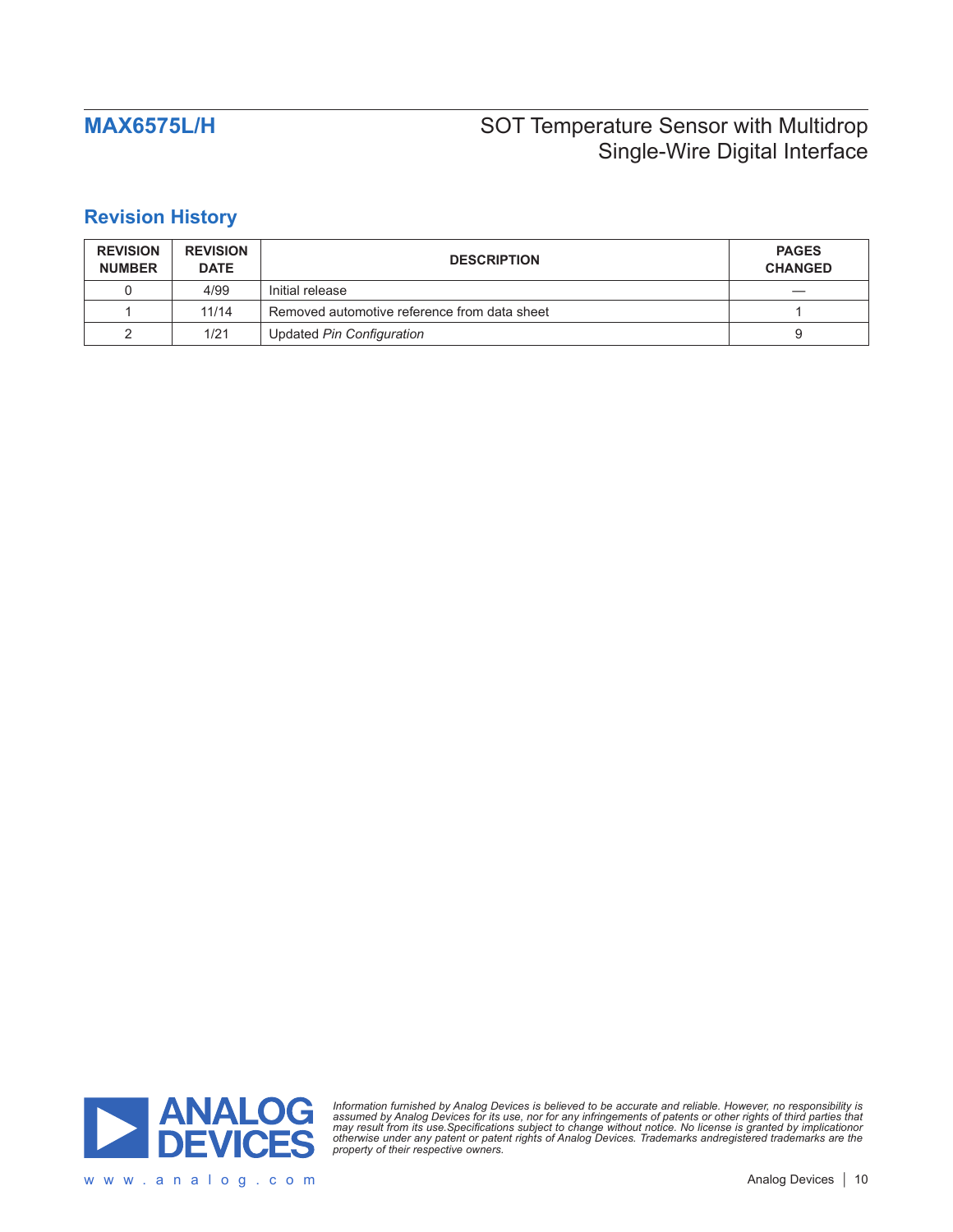## Revision History

| REVISION NUMBER | REVISION DATE | DESCRIPTION | PAGES CHANGED |
|---|---|---|---|
| 0 | 4/99 | Initial release | — |
| 1 | 11/14 | Removed automotive reference from data sheet | 1 |
| 2 | 1/21 | Updated *Pin Configuration* | 9 |

*Information furnished by Analog Devices is believed to be accurate and reliable. However, no responsibility is assumed by Analog Devices for its use, nor for any infringements of patents or other rights of third parties that may result from its use.Specifications subject to change without notice. No license is granted by implicationor otherwise under any patent or patent rights of Analog Devices. Trademarks andregistered trademarks are the property of their respective owners.*

www.analog.com